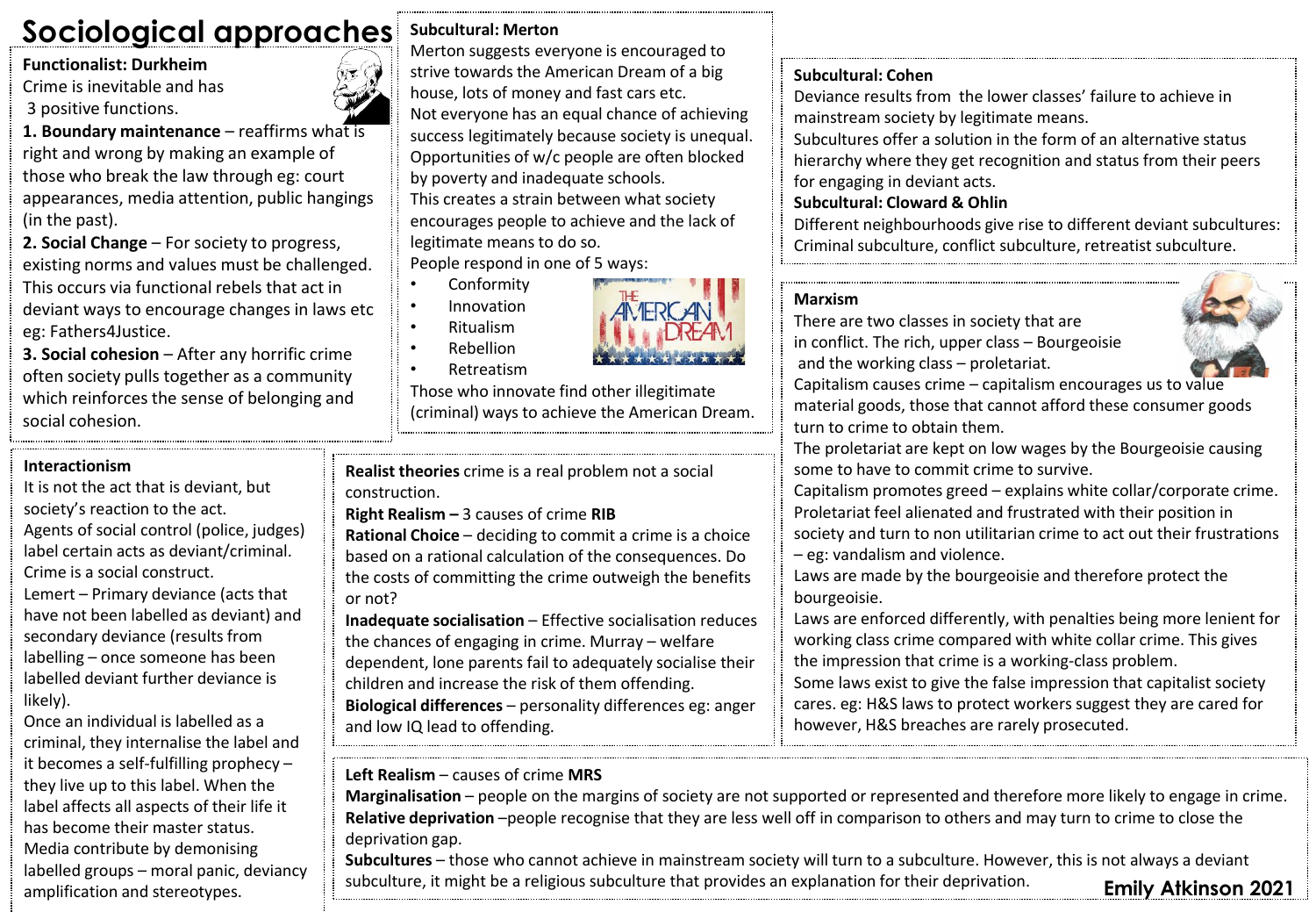# Sociological approaches

## Functionalist: Durkheim

Crime is inevitable and has 3 positive functions.

**1. Boundary maintenance** – reaffirms what is right and wrong by making an example of those who break the law through eg: court appearances, media attention, public hangings (in the past).

**2. Social Change** – For society to progress, existing norms and values must be challenged. This occurs via functional rebels that act in deviant ways to encourage changes in laws etc eg: Fathers4Justice.

**3. Social cohesion** – After any horrific crime often society pulls together as a community which reinforces the sense of belonging and social cohesion.

## Subcultural: Merton

Merton suggests everyone is encouraged to strive towards the American Dream of a big house, lots of money and fast cars etc.

Not everyone has an equal chance of achieving success legitimately because society is unequal. Opportunities of w/c people are often blocked by poverty and inadequate schools.

This creates a strain between what society encourages people to achieve and the lack of legitimate means to do so.

People respond in one of 5 ways:

- Conformity
- Innovation
- Ritualism
- Rebellion
- Retreatism

Those who innovate find other illegitimate (criminal) ways to achieve the American Dream.

## Subcultural: Cohen

Deviance results from the lower classes' failure to achieve in mainstream society by legitimate means.

Subcultures offer a solution in the form of an alternative status hierarchy where they get recognition and status from their peers for engaging in deviant acts.

## Subcultural: Cloward & Ohlin

Different neighbourhoods give rise to different deviant subcultures: Criminal subculture, conflict subculture, retreatist subculture.

## Marxism

There are two classes in society that are in conflict. The rich, upper class – Bourgeoisie and the working class – proletariat.

Capitalism causes crime – capitalism encourages us to value material goods, those that cannot afford these consumer goods turn to crime to obtain them.

The proletariat are kept on low wages by the Bourgeoisie causing some to have to commit crime to survive.

Capitalism promotes greed – explains white collar/corporate crime.

Proletariat feel alienated and frustrated with their position in society and turn to non utilitarian crime to act out their frustrations – eg: vandalism and violence.

Laws are made by the bourgeoisie and therefore protect the bourgeoisie.

Laws are enforced differently, with penalties being more lenient for working class crime compared with white collar crime. This gives the impression that crime is a working-class problem.

Some laws exist to give the false impression that capitalist society cares. eg: H&S laws to protect workers suggest they are cared for however, H&S breaches are rarely prosecuted.

## Interactionism

It is not the act that is deviant, but society's reaction to the act.

Agents of social control (police, judges) label certain acts as deviant/criminal. Crime is a social construct.

Lemert – Primary deviance (acts that have not been labelled as deviant) and secondary deviance (results from labelling – once someone has been labelled deviant further deviance is likely).

Once an individual is labelled as a criminal, they internalise the label and it becomes a self-fulfilling prophecy – they live up to this label. When the label affects all aspects of their life it has become their master status.

Media contribute by demonising labelled groups – moral panic, deviancy amplification and stereotypes.

## Realist theories

**Realist theories** crime is a real problem not a social construction.

**Right Realism –** 3 causes of crime **RIB**

**Rational Choice** – deciding to commit a crime is a choice based on a rational calculation of the consequences. Do the costs of committing the crime outweigh the benefits or not?

**Inadequate socialisation** – Effective socialisation reduces the chances of engaging in crime. Murray – welfare dependent, lone parents fail to adequately socialise their children and increase the risk of them offending.

**Biological differences** – personality differences eg: anger and low IQ lead to offending.

**Left Realism** – causes of crime **MRS**

**Marginalisation** – people on the margins of society are not supported or represented and therefore more likely to engage in crime.

**Relative deprivation** –people recognise that they are less well off in comparison to others and may turn to crime to close the deprivation gap.

**Subcultures** – those who cannot achieve in mainstream society will turn to a subculture. However, this is not always a deviant subculture, it might be a religious subculture that provides an explanation for their deprivation.

**Emily Atkinson 2021**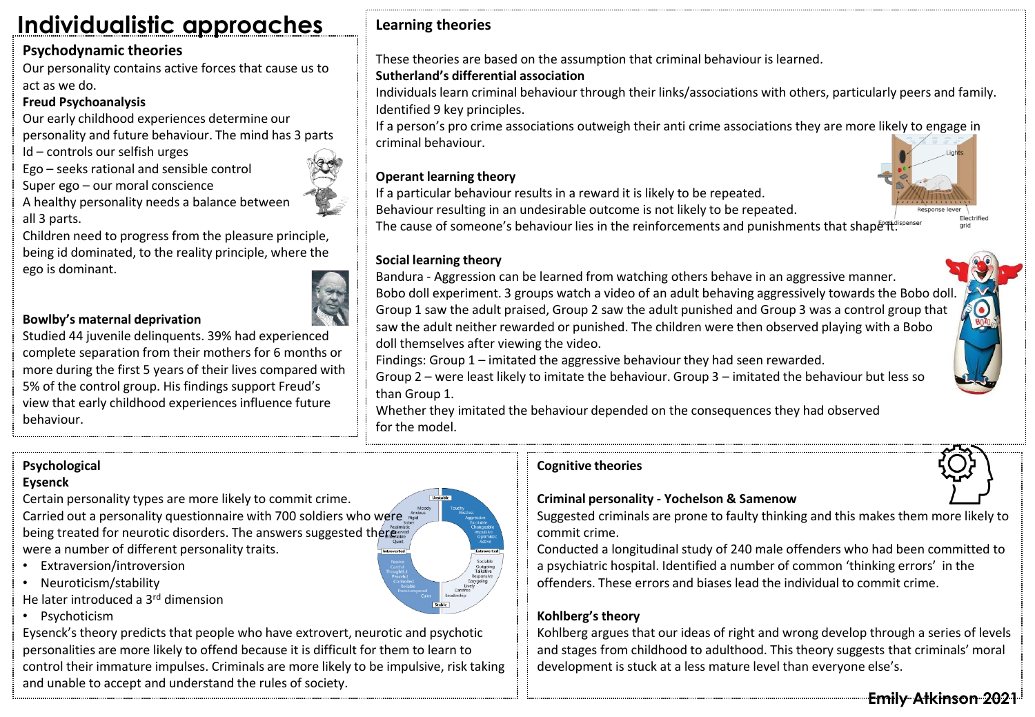# Individualistic approaches

## Psychodynamic theories

Our personality contains active forces that cause us to act as we do.

**Freud Psychoanalysis**

Our early childhood experiences determine our personality and future behaviour. The mind has 3 parts

Id – controls our selfish urges

Ego – seeks rational and sensible control

Super ego – our moral conscience

A healthy personality needs a balance between all 3 parts.

Children need to progress from the pleasure principle, being id dominated, to the reality principle, where the ego is dominant.

**Bowlby's maternal deprivation**

Studied 44 juvenile delinquents. 39% had experienced complete separation from their mothers for 6 months or more during the first 5 years of their lives compared with 5% of the control group. His findings support Freud's view that early childhood experiences influence future behaviour.

## Learning theories

These theories are based on the assumption that criminal behaviour is learned.

**Sutherland's differential association**

Individuals learn criminal behaviour through their links/associations with others, particularly peers and family. Identified 9 key principles.

If a person's pro crime associations outweigh their anti crime associations they are more likely to engage in criminal behaviour.

**Operant learning theory**

If a particular behaviour results in a reward it is likely to be repeated.

Behaviour resulting in an undesirable outcome is not likely to be repeated.

The cause of someone's behaviour lies in the reinforcements and punishments that shape it.

**Social learning theory**

Bandura - Aggression can be learned from watching others behave in an aggressive manner.

Bobo doll experiment. 3 groups watch a video of an adult behaving aggressively towards the Bobo doll. Group 1 saw the adult praised, Group 2 saw the adult punished and Group 3 was a control group that saw the adult neither rewarded or punished. The children were then observed playing with a Bobo doll themselves after viewing the video.

Findings: Group 1 – imitated the aggressive behaviour they had seen rewarded.

Group 2 – were least likely to imitate the behaviour. Group 3 – imitated the behaviour but less so than Group 1.

Whether they imitated the behaviour depended on the consequences they had observed for the model.

## Psychological

**Eysenck**

Certain personality types are more likely to commit crime.

Carried out a personality questionnaire with 700 soldiers who were being treated for neurotic disorders. The answers suggested there were a number of different personality traits.

- Extraversion/introversion
- Neuroticism/stability

He later introduced a 3rd dimension

- Psychoticism

Eysenck's theory predicts that people who have extrovert, neurotic and psychotic personalities are more likely to offend because it is difficult for them to learn to control their immature impulses. Criminals are more likely to be impulsive, risk taking and unable to accept and understand the rules of society.

## Cognitive theories

**Criminal personality - Yochelson & Samenow**

Suggested criminals are prone to faulty thinking and this makes them more likely to commit crime.

Conducted a longitudinal study of 240 male offenders who had been committed to a psychiatric hospital. Identified a number of common 'thinking errors' in the offenders. These errors and biases lead the individual to commit crime.

**Kohlberg's theory**

Kohlberg argues that our ideas of right and wrong develop through a series of levels and stages from childhood to adulthood. This theory suggests that criminals' moral development is stuck at a less mature level than everyone else's.

Emily Atkinson 2021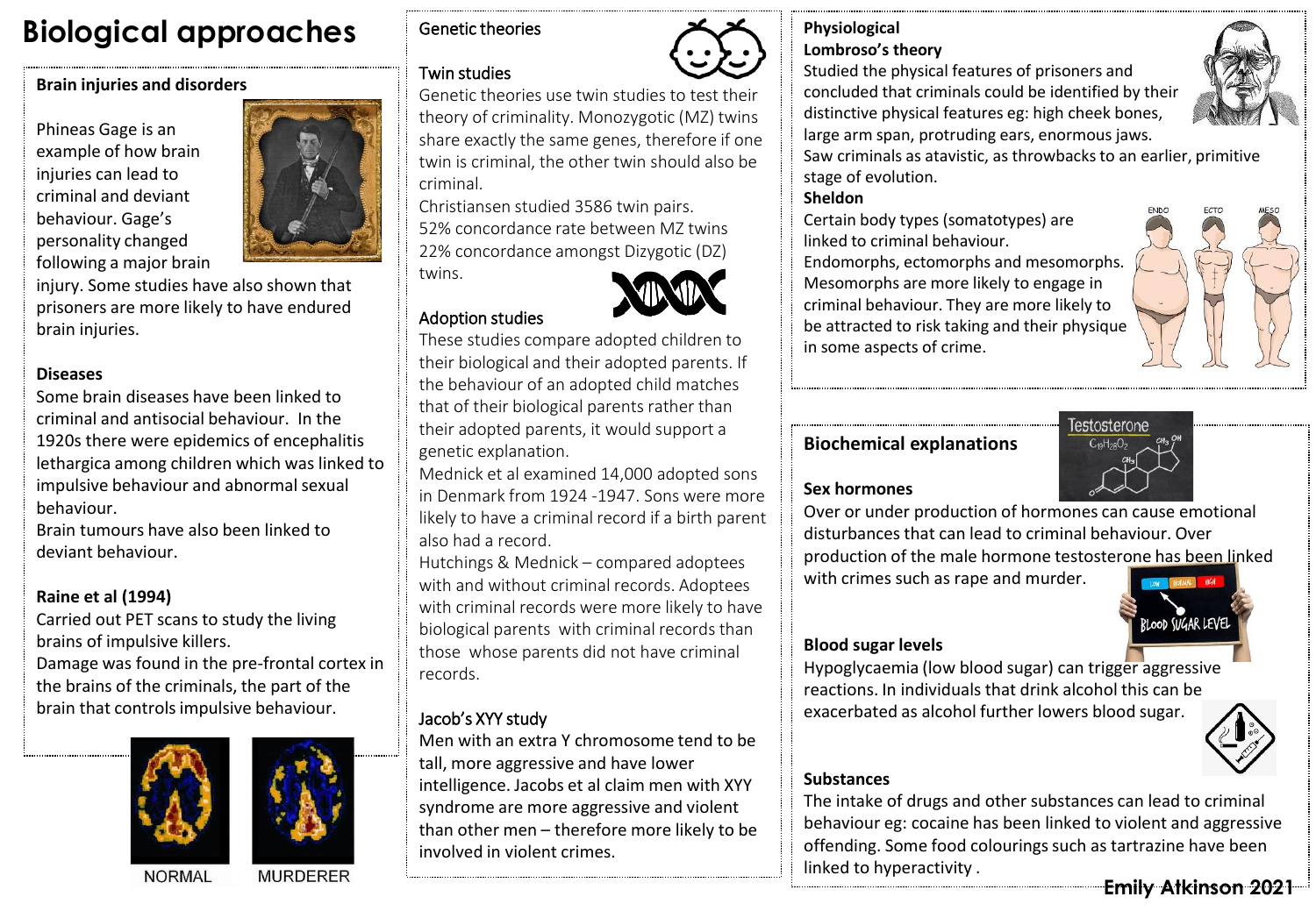# Biological approaches

## Brain injuries and disorders

Phineas Gage is an example of how brain injuries can lead to criminal and deviant behaviour. Gage's personality changed following a major brain injury. Some studies have also shown that prisoners are more likely to have endured brain injuries.

### Diseases

Some brain diseases have been linked to criminal and antisocial behaviour. In the 1920s there were epidemics of encephalitis lethargica among children which was linked to impulsive behaviour and abnormal sexual behaviour.

Brain tumours have also been linked to deviant behaviour.

### Raine et al (1994)

Carried out PET scans to study the living brains of impulsive killers.

Damage was found in the pre-frontal cortex in the brains of the criminals, the part of the brain that controls impulsive behaviour.

NORMAL

MURDERER

## Genetic theories

### Twin studies

Genetic theories use twin studies to test their theory of criminality. Monozygotic (MZ) twins share exactly the same genes, therefore if one twin is criminal, the other twin should also be criminal.

Christiansen studied 3586 twin pairs.

52% concordance rate between MZ twins

22% concordance amongst Dizygotic (DZ) twins.

### Adoption studies

These studies compare adopted children to their biological and their adopted parents. If the behaviour of an adopted child matches that of their biological parents rather than their adopted parents, it would support a genetic explanation.

Mednick et al examined 14,000 adopted sons in Denmark from 1924 -1947. Sons were more likely to have a criminal record if a birth parent also had a record.

Hutchings & Mednick – compared adoptees with and without criminal records. Adoptees with criminal records were more likely to have biological parents with criminal records than those whose parents did not have criminal records.

### Jacob's XYY study

Men with an extra Y chromosome tend to be tall, more aggressive and have lower intelligence. Jacobs et al claim men with XYY syndrome are more aggressive and violent than other men – therefore more likely to be involved in violent crimes.

## Physiological

### Lombroso's theory

Studied the physical features of prisoners and concluded that criminals could be identified by their distinctive physical features eg: high cheek bones, large arm span, protruding ears, enormous jaws.

Saw criminals as atavistic, as throwbacks to an earlier, primitive stage of evolution.

### Sheldon

Certain body types (somatotypes) are linked to criminal behaviour.

Endomorphs, ectomorphs and mesomorphs.

Mesomorphs are more likely to engage in criminal behaviour. They are more likely to be attracted to risk taking and their physique in some aspects of crime.

ENDO ECTO MESO

## Biochemical explanations

Testosterone

$C_{19}H_{28}O_2$

### Sex hormones

Over or under production of hormones can cause emotional disturbances that can lead to criminal behaviour. Over production of the male hormone testosterone has been linked with crimes such as rape and murder.

### Blood sugar levels

Hypoglycaemia (low blood sugar) can trigger aggressive reactions. In individuals that drink alcohol this can be exacerbated as alcohol further lowers blood sugar.

### Substances

The intake of drugs and other substances can lead to criminal behaviour eg: cocaine has been linked to violent and aggressive offending. Some food colourings such as tartrazine have been linked to hyperactivity .

**Emily Atkinson 2021**